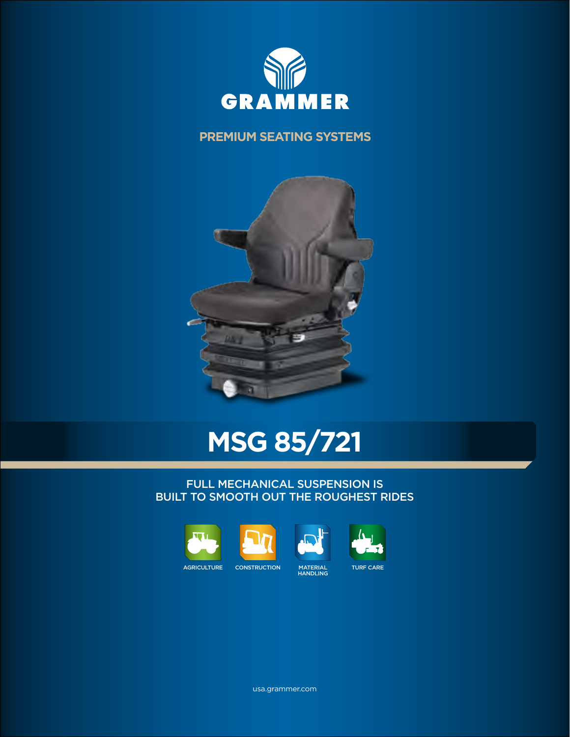GRAMMER

PREMIUM SEATING SYSTEMS

# MSG 85/721

## FULL MECHANICAL SUSPENSION IS BUILT TO SMOOTH OUT THE ROUGHEST RIDES

AGRICULTURE

CONSTRUCTION

MATERIAL HANDLING

TURF CARE

usa.grammer.com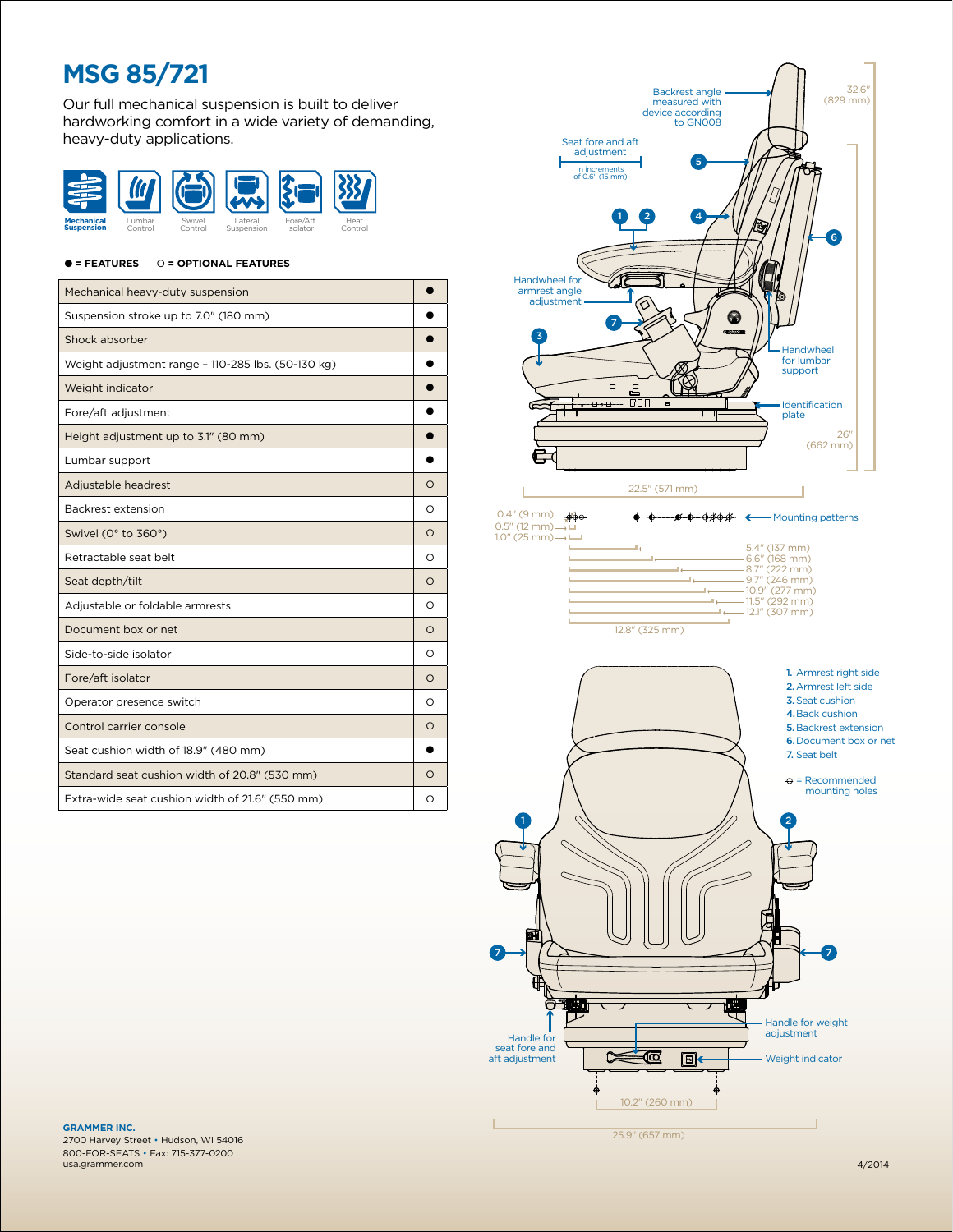# MSG 85/721

Our full mechanical suspension is built to deliver hardworking comfort in a wide variety of demanding, heavy-duty applications.

**Mechanical Suspension** Lumbar Control Swivel Control Lateral Suspension Fore/Aft Isolator Heat Control

● = **FEATURES** ○ = **OPTIONAL FEATURES**

| | |
|---|---|
| Mechanical heavy-duty suspension | ● |
| Suspension stroke up to 7.0" (180 mm) | ● |
| Shock absorber | ● |
| Weight adjustment range – 110-285 lbs. (50-130 kg) | ● |
| Weight indicator | ● |
| Fore/aft adjustment | ● |
| Height adjustment up to 3.1" (80 mm) | ● |
| Lumbar support | ● |
| Adjustable headrest | ○ |
| Backrest extension | ○ |
| Swivel (0° to 360°) | ○ |
| Retractable seat belt | ○ |
| Seat depth/tilt | ○ |
| Adjustable or foldable armrests | ○ |
| Document box or net | ○ |
| Side-to-side isolator | ○ |
| Fore/aft isolator | ○ |
| Operator presence switch | ○ |
| Control carrier console | ○ |
| Seat cushion width of 18.9" (480 mm) | ● |
| Standard seat cushion width of 20.8" (530 mm) | ○ |
| Extra-wide seat cushion width of 21.6" (550 mm) | ○ |

Backrest angle measured with device according to GN008

32.6" (829 mm)

Seat fore and aft adjustment

In increments of 0.6" (15 mm)

Handwheel for armrest angle adjustment

Handwheel for lumbar support

Identification plate

26" (662 mm)

22.5" (571 mm)

0.4" (9 mm)
0.5" (12 mm)
1.0" (25 mm)

Mounting patterns

5.4" (137 mm)
6.6" (168 mm)
8.7" (222 mm)
9.7" (246 mm)
10.9" (277 mm)
11.5" (292 mm)
12.1" (307 mm)
12.8" (325 mm)

1. Armrest right side
2. Armrest left side
3. Seat cushion
4. Back cushion
5. Backrest extension
6. Document box or net
7. Seat belt

⌖ = Recommended mounting holes

Handle for seat fore and aft adjustment

Handle for weight adjustment

Weight indicator

10.2" (260 mm)

25.9" (657 mm)

**GRAMMER INC.**
2700 Harvey Street • Hudson, WI 54016
800-FOR-SEATS • Fax: 715-377-0200
usa.grammer.com

4/2014